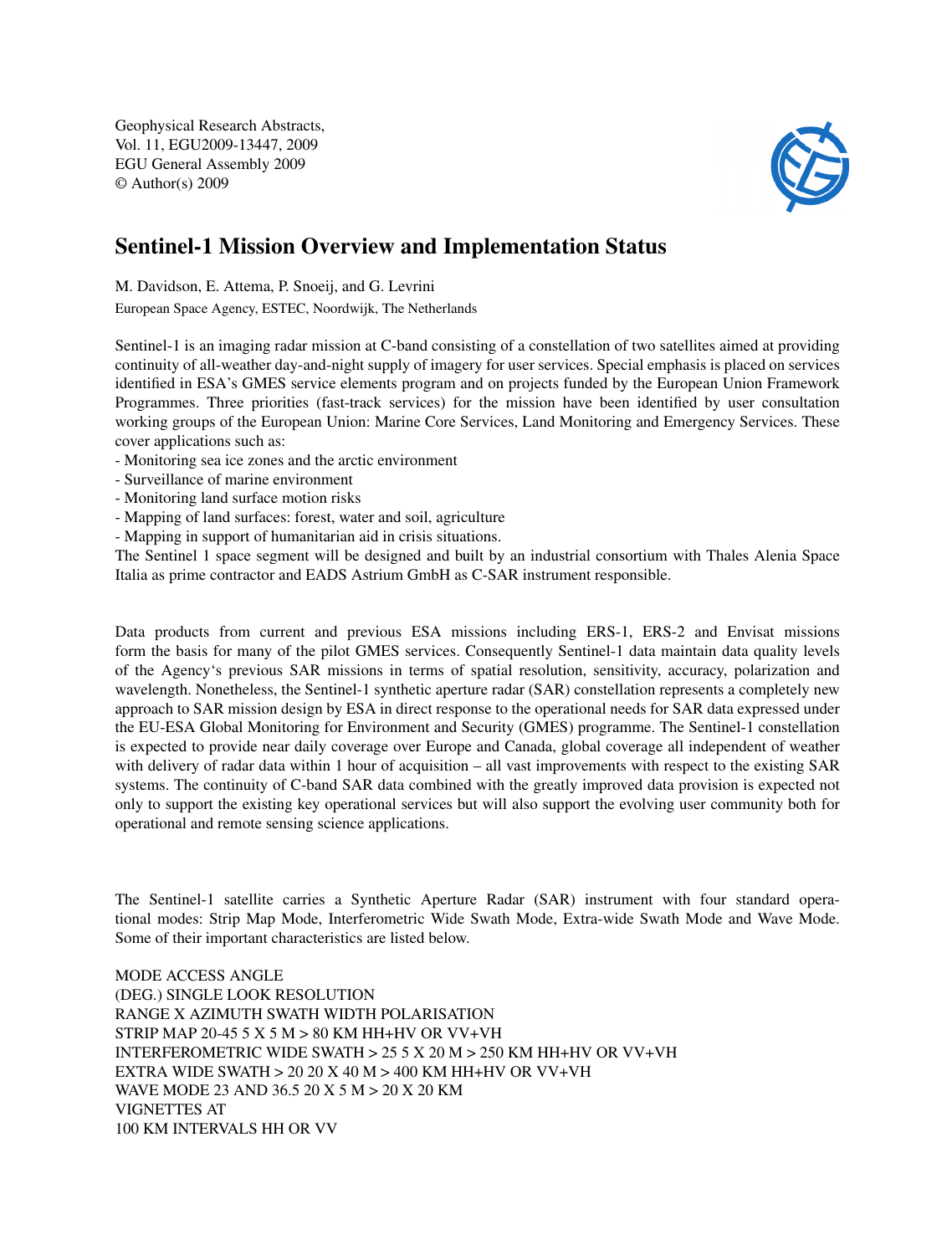Geophysical Research Abstracts,
Vol. 11, EGU2009-13447, 2009
EGU General Assembly 2009
© Author(s) 2009

# Sentinel-1 Mission Overview and Implementation Status

M. Davidson, E. Attema, P. Snoeij, and G. Levrini

European Space Agency, ESTEC, Noordwijk, The Netherlands

Sentinel-1 is an imaging radar mission at C-band consisting of a constellation of two satellites aimed at providing continuity of all-weather day-and-night supply of imagery for user services. Special emphasis is placed on services identified in ESA's GMES service elements program and on projects funded by the European Union Framework Programmes. Three priorities (fast-track services) for the mission have been identified by user consultation working groups of the European Union: Marine Core Services, Land Monitoring and Emergency Services. These cover applications such as:

- Monitoring sea ice zones and the arctic environment
- Surveillance of marine environment
- Monitoring land surface motion risks
- Mapping of land surfaces: forest, water and soil, agriculture
- Mapping in support of humanitarian aid in crisis situations.

The Sentinel 1 space segment will be designed and built by an industrial consortium with Thales Alenia Space Italia as prime contractor and EADS Astrium GmbH as C-SAR instrument responsible.

Data products from current and previous ESA missions including ERS-1, ERS-2 and Envisat missions form the basis for many of the pilot GMES services. Consequently Sentinel-1 data maintain data quality levels of the Agency's previous SAR missions in terms of spatial resolution, sensitivity, accuracy, polarization and wavelength. Nonetheless, the Sentinel-1 synthetic aperture radar (SAR) constellation represents a completely new approach to SAR mission design by ESA in direct response to the operational needs for SAR data expressed under the EU-ESA Global Monitoring for Environment and Security (GMES) programme. The Sentinel-1 constellation is expected to provide near daily coverage over Europe and Canada, global coverage all independent of weather with delivery of radar data within 1 hour of acquisition – all vast improvements with respect to the existing SAR systems. The continuity of C-band SAR data combined with the greatly improved data provision is expected not only to support the existing key operational services but will also support the evolving user community both for operational and remote sensing science applications.

The Sentinel-1 satellite carries a Synthetic Aperture Radar (SAR) instrument with four standard operational modes: Strip Map Mode, Interferometric Wide Swath Mode, Extra-wide Swath Mode and Wave Mode. Some of their important characteristics are listed below.

MODE ACCESS ANGLE
(DEG.) SINGLE LOOK RESOLUTION
RANGE X AZIMUTH SWATH WIDTH POLARISATION
STRIP MAP 20-45 5 X 5 M > 80 KM HH+HV OR VV+VH
INTERFEROMETRIC WIDE SWATH > 25 5 X 20 M > 250 KM HH+HV OR VV+VH
EXTRA WIDE SWATH > 20 20 X 40 M > 400 KM HH+HV OR VV+VH
WAVE MODE 23 AND 36.5 20 X 5 M > 20 X 20 KM
VIGNETTES AT
100 KM INTERVALS HH OR VV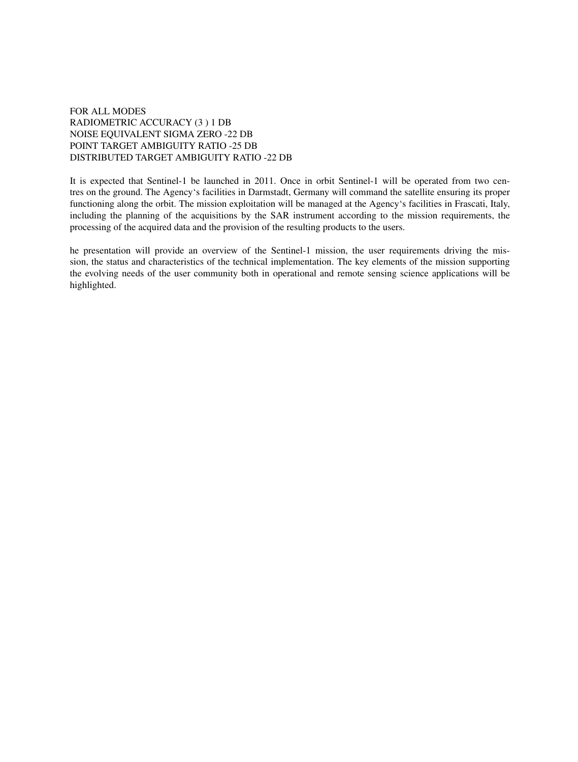FOR ALL MODES
RADIOMETRIC ACCURACY (3 ) 1 DB
NOISE EQUIVALENT SIGMA ZERO -22 DB
POINT TARGET AMBIGUITY RATIO -25 DB
DISTRIBUTED TARGET AMBIGUITY RATIO -22 DB

It is expected that Sentinel-1 be launched in 2011. Once in orbit Sentinel-1 will be operated from two centres on the ground. The Agency's facilities in Darmstadt, Germany will command the satellite ensuring its proper functioning along the orbit. The mission exploitation will be managed at the Agency's facilities in Frascati, Italy, including the planning of the acquisitions by the SAR instrument according to the mission requirements, the processing of the acquired data and the provision of the resulting products to the users.

he presentation will provide an overview of the Sentinel-1 mission, the user requirements driving the mission, the status and characteristics of the technical implementation. The key elements of the mission supporting the evolving needs of the user community both in operational and remote sensing science applications will be highlighted.